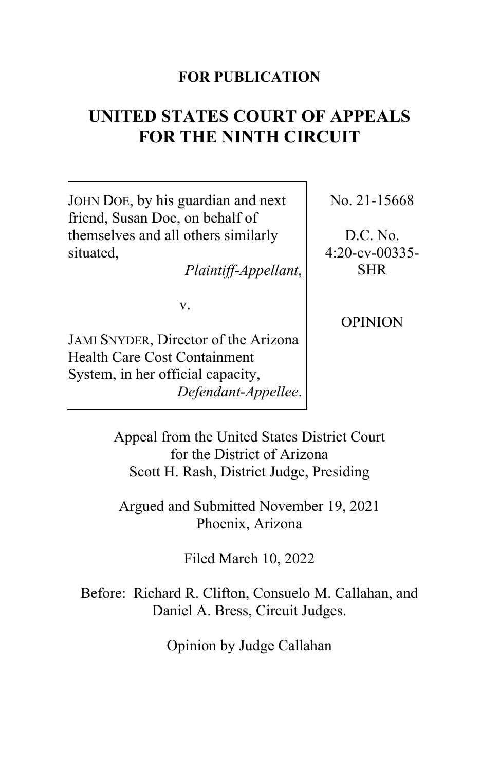**FOR PUBLICATION**

# UNITED STATES COURT OF APPEALS FOR THE NINTH CIRCUIT

| | |
|---|---|
| JOHN DOE, by his guardian and next friend, Susan Doe, on behalf of themselves and all others similarly situated, *Plaintiff-Appellant*,<br><br>v.<br><br>JAMI SNYDER, Director of the Arizona Health Care Cost Containment System, in her official capacity, *Defendant-Appellee*. | No. 21-15668<br><br>D.C. No. 4:20-cv-00335-SHR<br><br>OPINION |

Appeal from the United States District Court
for the District of Arizona
Scott H. Rash, District Judge, Presiding

Argued and Submitted November 19, 2021
Phoenix, Arizona

Filed March 10, 2022

Before: Richard R. Clifton, Consuelo M. Callahan, and Daniel A. Bress, Circuit Judges.

Opinion by Judge Callahan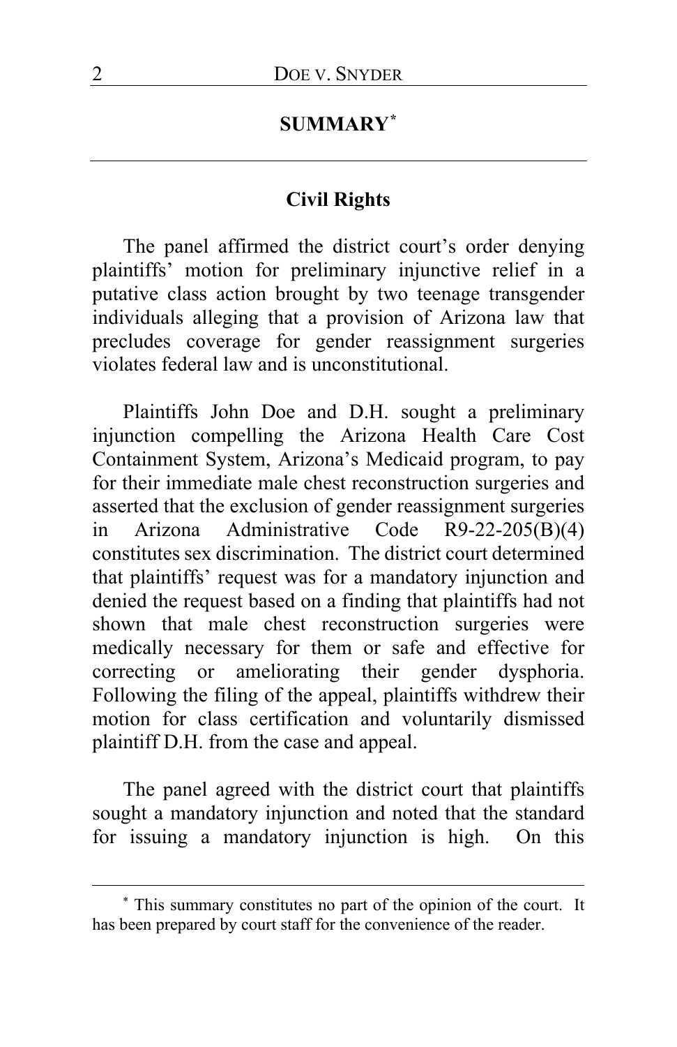## SUMMARY[*]

### Civil Rights

The panel affirmed the district court's order denying plaintiffs' motion for preliminary injunctive relief in a putative class action brought by two teenage transgender individuals alleging that a provision of Arizona law that precludes coverage for gender reassignment surgeries violates federal law and is unconstitutional.

Plaintiffs John Doe and D.H. sought a preliminary injunction compelling the Arizona Health Care Cost Containment System, Arizona's Medicaid program, to pay for their immediate male chest reconstruction surgeries and asserted that the exclusion of gender reassignment surgeries in Arizona Administrative Code R9-22-205(B)(4) constitutes sex discrimination. The district court determined that plaintiffs' request was for a mandatory injunction and denied the request based on a finding that plaintiffs had not shown that male chest reconstruction surgeries were medically necessary for them or safe and effective for correcting or ameliorating their gender dysphoria. Following the filing of the appeal, plaintiffs withdrew their motion for class certification and voluntarily dismissed plaintiff D.H. from the case and appeal.

The panel agreed with the district court that plaintiffs sought a mandatory injunction and noted that the standard for issuing a mandatory injunction is high. On this

---

[*] This summary constitutes no part of the opinion of the court. It has been prepared by court staff for the convenience of the reader.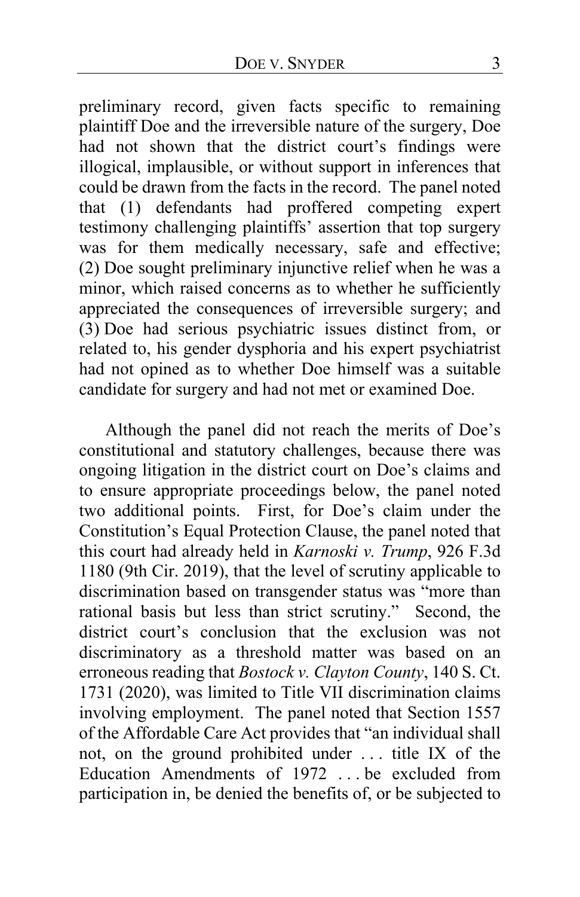preliminary record, given facts specific to remaining plaintiff Doe and the irreversible nature of the surgery, Doe had not shown that the district court's findings were illogical, implausible, or without support in inferences that could be drawn from the facts in the record. The panel noted that (1) defendants had proffered competing expert testimony challenging plaintiffs' assertion that top surgery was for them medically necessary, safe and effective; (2) Doe sought preliminary injunctive relief when he was a minor, which raised concerns as to whether he sufficiently appreciated the consequences of irreversible surgery; and (3) Doe had serious psychiatric issues distinct from, or related to, his gender dysphoria and his expert psychiatrist had not opined as to whether Doe himself was a suitable candidate for surgery and had not met or examined Doe.

Although the panel did not reach the merits of Doe's constitutional and statutory challenges, because there was ongoing litigation in the district court on Doe's claims and to ensure appropriate proceedings below, the panel noted two additional points. First, for Doe's claim under the Constitution's Equal Protection Clause, the panel noted that this court had already held in *Karnoski v. Trump*, 926 F.3d 1180 (9th Cir. 2019), that the level of scrutiny applicable to discrimination based on transgender status was "more than rational basis but less than strict scrutiny." Second, the district court's conclusion that the exclusion was not discriminatory as a threshold matter was based on an erroneous reading that *Bostock v. Clayton County*, 140 S. Ct. 1731 (2020), was limited to Title VII discrimination claims involving employment. The panel noted that Section 1557 of the Affordable Care Act provides that "an individual shall not, on the ground prohibited under . . . title IX of the Education Amendments of 1972 . . . be excluded from participation in, be denied the benefits of, or be subjected to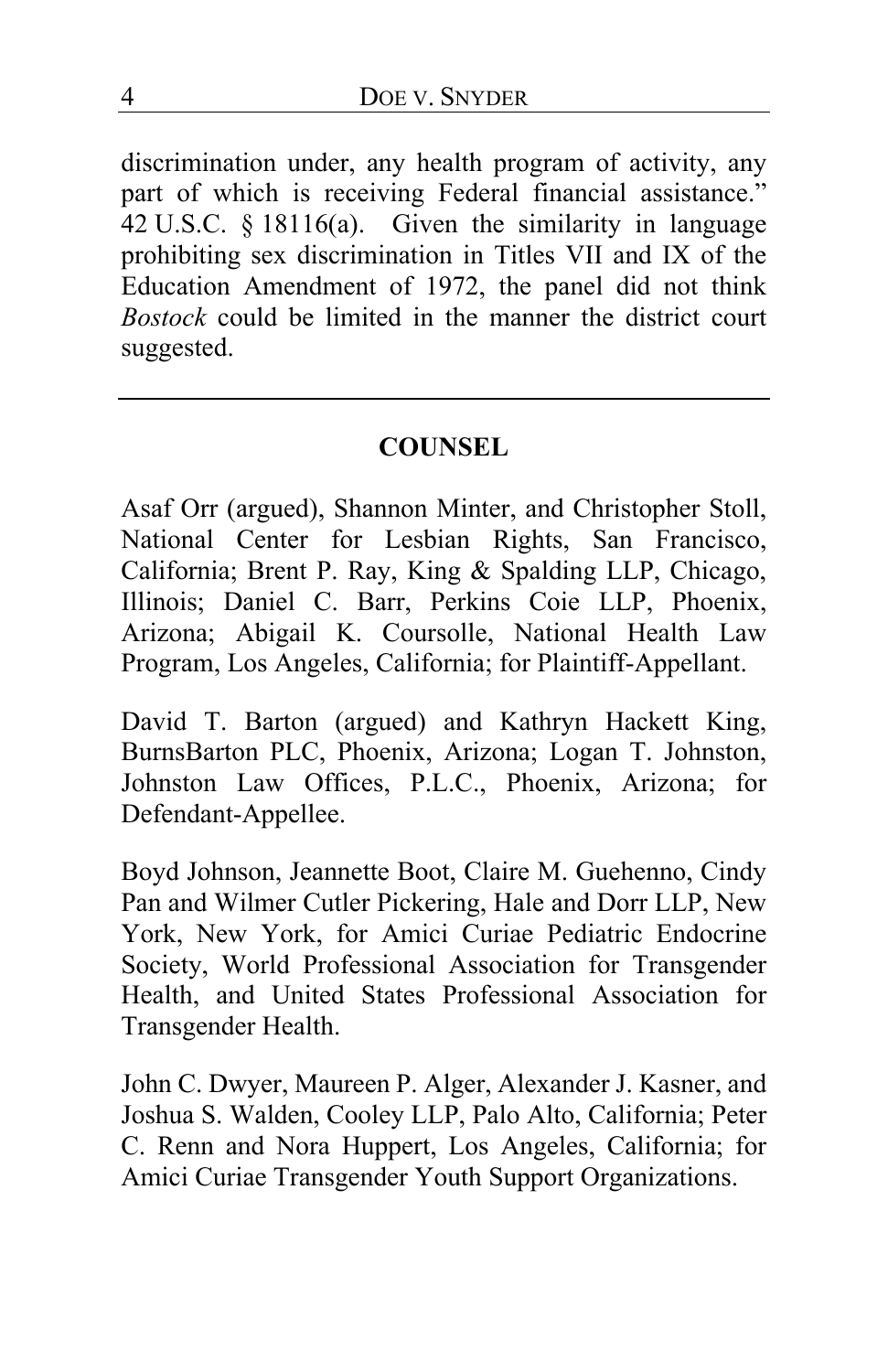discrimination under, any health program of activity, any part of which is receiving Federal financial assistance." 42 U.S.C. § 18116(a). Given the similarity in language prohibiting sex discrimination in Titles VII and IX of the Education Amendment of 1972, the panel did not think *Bostock* could be limited in the manner the district court suggested.

---

## COUNSEL

Asaf Orr (argued), Shannon Minter, and Christopher Stoll, National Center for Lesbian Rights, San Francisco, California; Brent P. Ray, King & Spalding LLP, Chicago, Illinois; Daniel C. Barr, Perkins Coie LLP, Phoenix, Arizona; Abigail K. Coursolle, National Health Law Program, Los Angeles, California; for Plaintiff-Appellant.

David T. Barton (argued) and Kathryn Hackett King, BurnsBarton PLC, Phoenix, Arizona; Logan T. Johnston, Johnston Law Offices, P.L.C., Phoenix, Arizona; for Defendant-Appellee.

Boyd Johnson, Jeannette Boot, Claire M. Guehenno, Cindy Pan and Wilmer Cutler Pickering, Hale and Dorr LLP, New York, New York, for Amici Curiae Pediatric Endocrine Society, World Professional Association for Transgender Health, and United States Professional Association for Transgender Health.

John C. Dwyer, Maureen P. Alger, Alexander J. Kasner, and Joshua S. Walden, Cooley LLP, Palo Alto, California; Peter C. Renn and Nora Huppert, Los Angeles, California; for Amici Curiae Transgender Youth Support Organizations.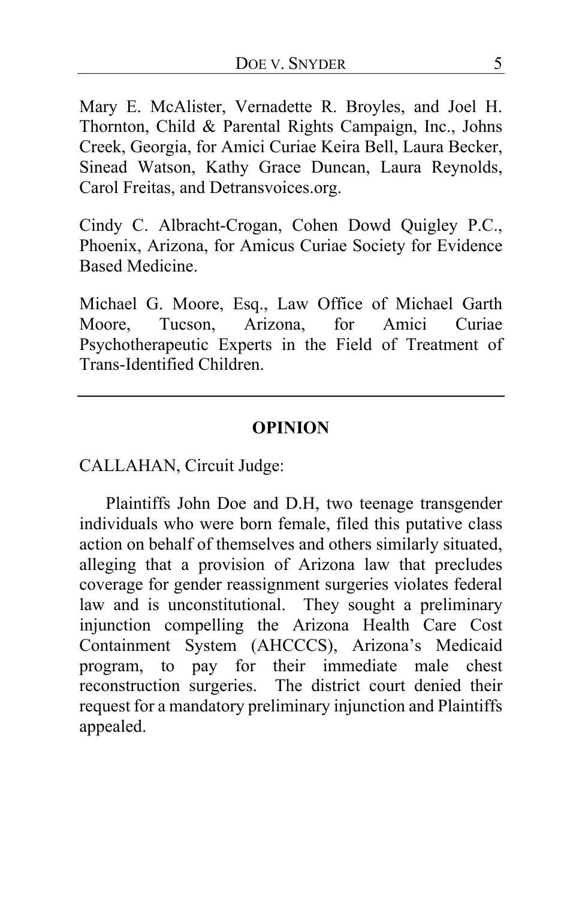Mary E. McAlister, Vernadette R. Broyles, and Joel H. Thornton, Child & Parental Rights Campaign, Inc., Johns Creek, Georgia, for Amici Curiae Keira Bell, Laura Becker, Sinead Watson, Kathy Grace Duncan, Laura Reynolds, Carol Freitas, and Detransvoices.org.

Cindy C. Albracht-Crogan, Cohen Dowd Quigley P.C., Phoenix, Arizona, for Amicus Curiae Society for Evidence Based Medicine.

Michael G. Moore, Esq., Law Office of Michael Garth Moore, Tucson, Arizona, for Amici Curiae Psychotherapeutic Experts in the Field of Treatment of Trans-Identified Children.

---

**OPINION**

CALLAHAN, Circuit Judge:

Plaintiffs John Doe and D.H, two teenage transgender individuals who were born female, filed this putative class action on behalf of themselves and others similarly situated, alleging that a provision of Arizona law that precludes coverage for gender reassignment surgeries violates federal law and is unconstitutional. They sought a preliminary injunction compelling the Arizona Health Care Cost Containment System (AHCCCS), Arizona's Medicaid program, to pay for their immediate male chest reconstruction surgeries. The district court denied their request for a mandatory preliminary injunction and Plaintiffs appealed.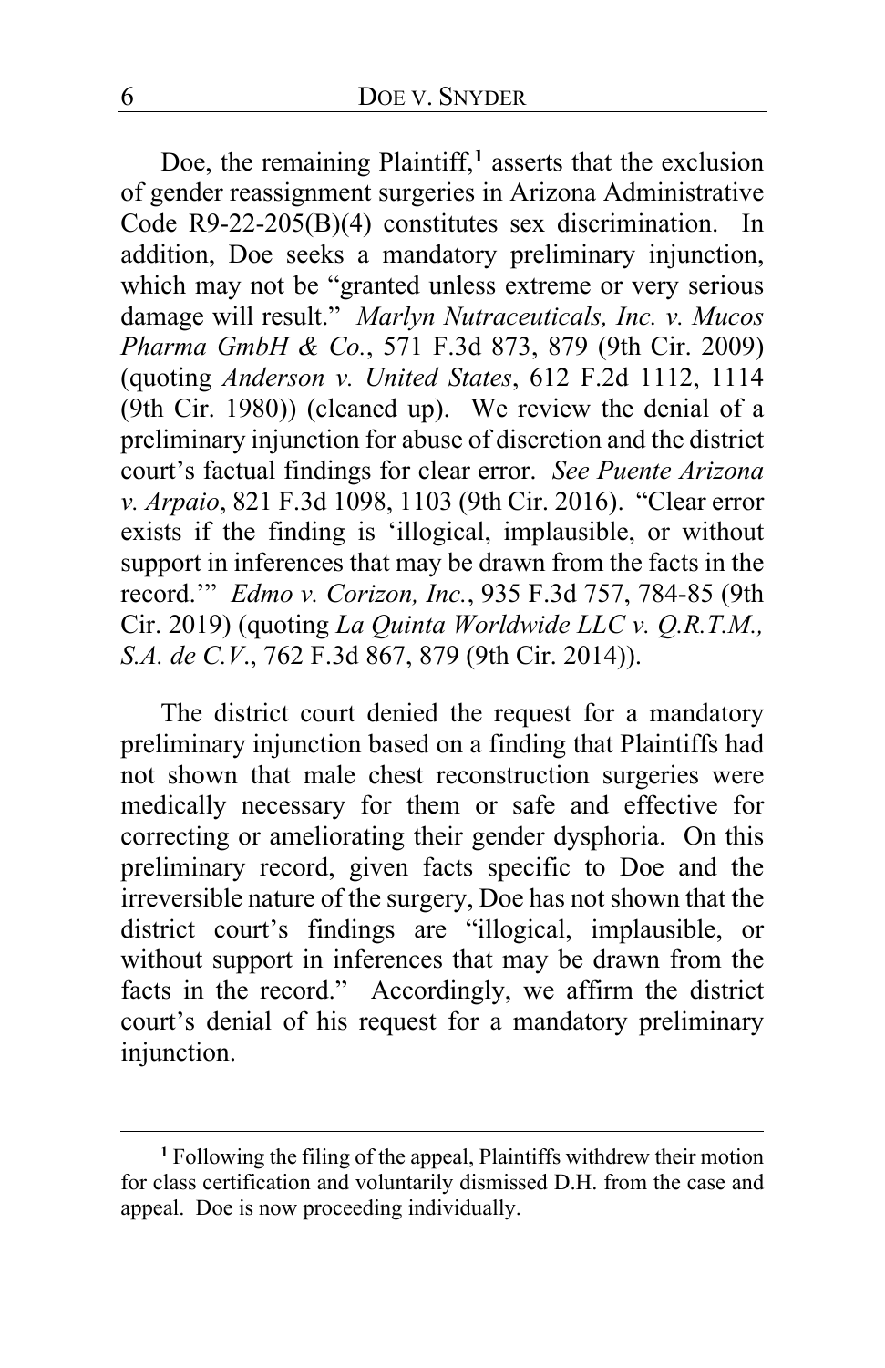Doe, the remaining Plaintiff,[1] asserts that the exclusion of gender reassignment surgeries in Arizona Administrative Code R9-22-205(B)(4) constitutes sex discrimination. In addition, Doe seeks a mandatory preliminary injunction, which may not be "granted unless extreme or very serious damage will result." *Marlyn Nutraceuticals, Inc. v. Mucos Pharma GmbH & Co.*, 571 F.3d 873, 879 (9th Cir. 2009) (quoting *Anderson v. United States*, 612 F.2d 1112, 1114 (9th Cir. 1980)) (cleaned up). We review the denial of a preliminary injunction for abuse of discretion and the district court's factual findings for clear error. *See Puente Arizona v. Arpaio*, 821 F.3d 1098, 1103 (9th Cir. 2016). "Clear error exists if the finding is 'illogical, implausible, or without support in inferences that may be drawn from the facts in the record.'" *Edmo v. Corizon, Inc.*, 935 F.3d 757, 784-85 (9th Cir. 2019) (quoting *La Quinta Worldwide LLC v. Q.R.T.M., S.A. de C.V.*, 762 F.3d 867, 879 (9th Cir. 2014)).

The district court denied the request for a mandatory preliminary injunction based on a finding that Plaintiffs had not shown that male chest reconstruction surgeries were medically necessary for them or safe and effective for correcting or ameliorating their gender dysphoria. On this preliminary record, given facts specific to Doe and the irreversible nature of the surgery, Doe has not shown that the district court's findings are "illogical, implausible, or without support in inferences that may be drawn from the facts in the record." Accordingly, we affirm the district court's denial of his request for a mandatory preliminary injunction.

---

[1] Following the filing of the appeal, Plaintiffs withdrew their motion for class certification and voluntarily dismissed D.H. from the case and appeal. Doe is now proceeding individually.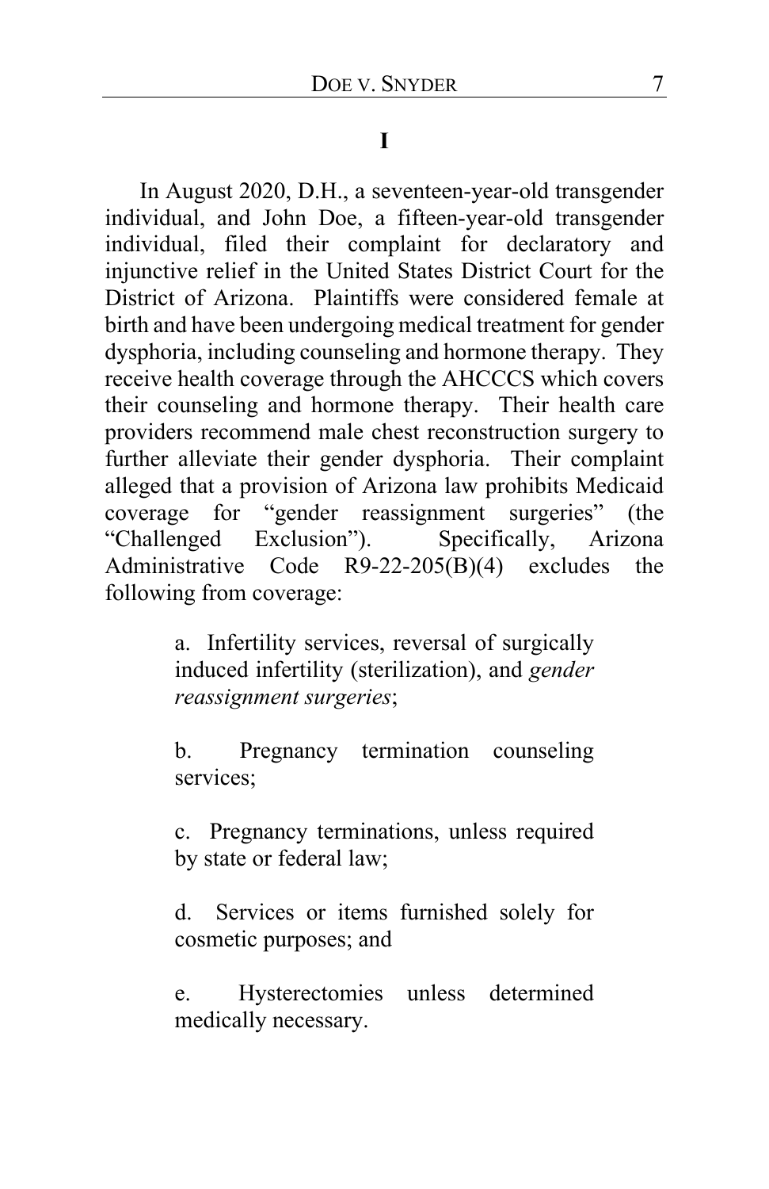# I

In August 2020, D.H., a seventeen-year-old transgender individual, and John Doe, a fifteen-year-old transgender individual, filed their complaint for declaratory and injunctive relief in the United States District Court for the District of Arizona. Plaintiffs were considered female at birth and have been undergoing medical treatment for gender dysphoria, including counseling and hormone therapy. They receive health coverage through the AHCCCS which covers their counseling and hormone therapy. Their health care providers recommend male chest reconstruction surgery to further alleviate their gender dysphoria. Their complaint alleged that a provision of Arizona law prohibits Medicaid coverage for "gender reassignment surgeries" (the "Challenged Exclusion"). Specifically, Arizona Administrative Code R9-22-205(B)(4) excludes the following from coverage:

> a. Infertility services, reversal of surgically induced infertility (sterilization), and *gender reassignment surgeries*;
>
> b. Pregnancy termination counseling services;
>
> c. Pregnancy terminations, unless required by state or federal law;
>
> d. Services or items furnished solely for cosmetic purposes; and
>
> e. Hysterectomies unless determined medically necessary.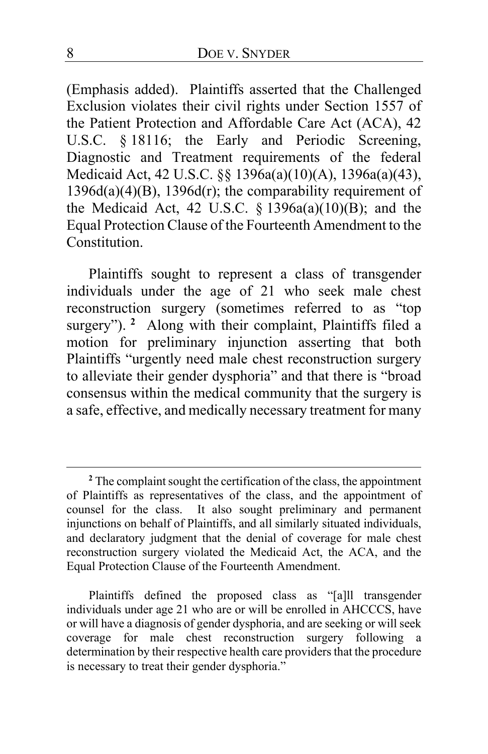(Emphasis added). Plaintiffs asserted that the Challenged Exclusion violates their civil rights under Section 1557 of the Patient Protection and Affordable Care Act (ACA), 42 U.S.C. § 18116; the Early and Periodic Screening, Diagnostic and Treatment requirements of the federal Medicaid Act, 42 U.S.C. §§ 1396a(a)(10)(A), 1396a(a)(43), 1396d(a)(4)(B), 1396d(r); the comparability requirement of the Medicaid Act, 42 U.S.C. § 1396a(a)(10)(B); and the Equal Protection Clause of the Fourteenth Amendment to the Constitution.

Plaintiffs sought to represent a class of transgender individuals under the age of 21 who seek male chest reconstruction surgery (sometimes referred to as "top surgery"). [2] Along with their complaint, Plaintiffs filed a motion for preliminary injunction asserting that both Plaintiffs "urgently need male chest reconstruction surgery to alleviate their gender dysphoria" and that there is "broad consensus within the medical community that the surgery is a safe, effective, and medically necessary treatment for many

---

[2] The complaint sought the certification of the class, the appointment of Plaintiffs as representatives of the class, and the appointment of counsel for the class. It also sought preliminary and permanent injunctions on behalf of Plaintiffs, and all similarly situated individuals, and declaratory judgment that the denial of coverage for male chest reconstruction surgery violated the Medicaid Act, the ACA, and the Equal Protection Clause of the Fourteenth Amendment.

Plaintiffs defined the proposed class as "[a]ll transgender individuals under age 21 who are or will be enrolled in AHCCCS, have or will have a diagnosis of gender dysphoria, and are seeking or will seek coverage for male chest reconstruction surgery following a determination by their respective health care providers that the procedure is necessary to treat their gender dysphoria."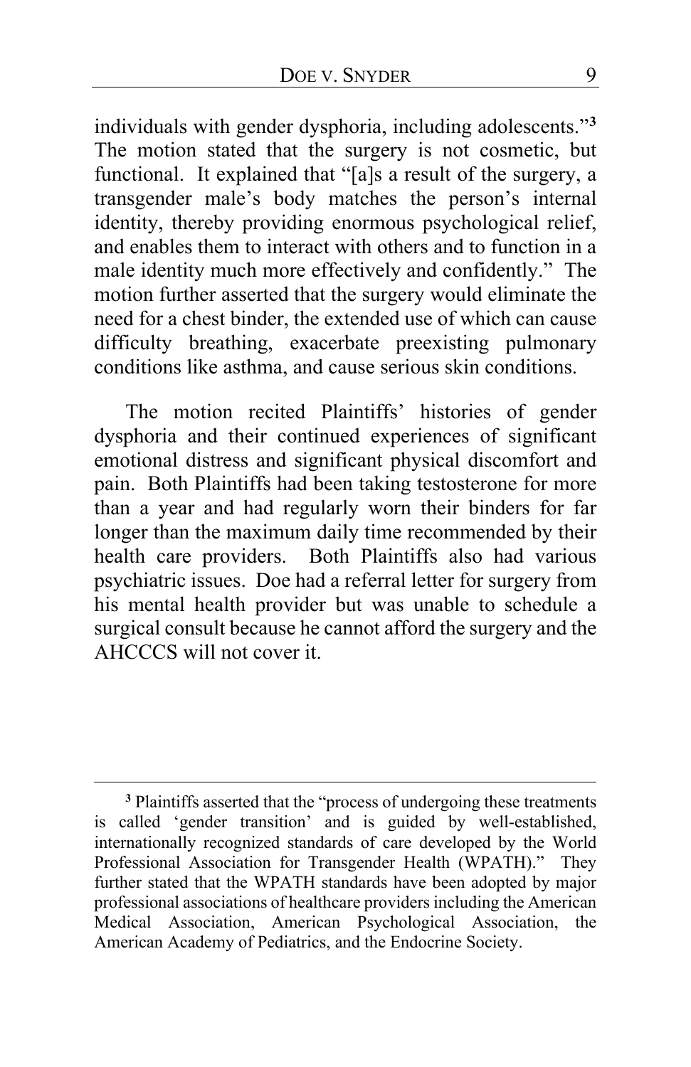individuals with gender dysphoria, including adolescents."[3] The motion stated that the surgery is not cosmetic, but functional. It explained that "[a]s a result of the surgery, a transgender male's body matches the person's internal identity, thereby providing enormous psychological relief, and enables them to interact with others and to function in a male identity much more effectively and confidently." The motion further asserted that the surgery would eliminate the need for a chest binder, the extended use of which can cause difficulty breathing, exacerbate preexisting pulmonary conditions like asthma, and cause serious skin conditions.

The motion recited Plaintiffs' histories of gender dysphoria and their continued experiences of significant emotional distress and significant physical discomfort and pain. Both Plaintiffs had been taking testosterone for more than a year and had regularly worn their binders for far longer than the maximum daily time recommended by their health care providers. Both Plaintiffs also had various psychiatric issues. Doe had a referral letter for surgery from his mental health provider but was unable to schedule a surgical consult because he cannot afford the surgery and the AHCCCS will not cover it.

---

[3] Plaintiffs asserted that the "process of undergoing these treatments is called 'gender transition' and is guided by well-established, internationally recognized standards of care developed by the World Professional Association for Transgender Health (WPATH)." They further stated that the WPATH standards have been adopted by major professional associations of healthcare providers including the American Medical Association, American Psychological Association, the American Academy of Pediatrics, and the Endocrine Society.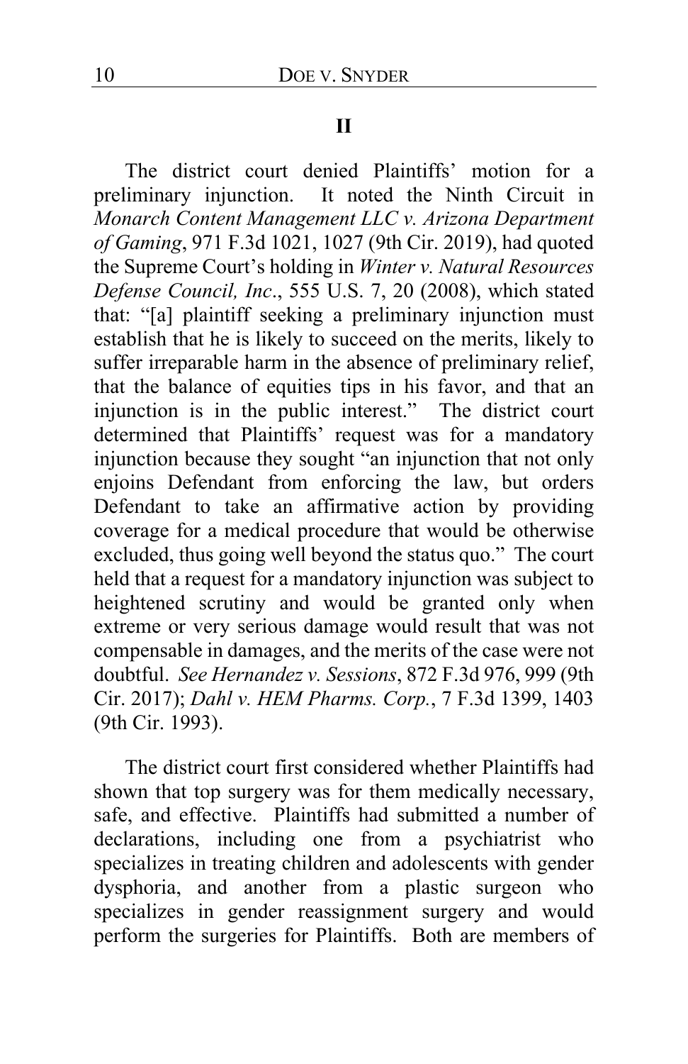## II

The district court denied Plaintiffs' motion for a preliminary injunction. It noted the Ninth Circuit in *Monarch Content Management LLC v. Arizona Department of Gaming*, 971 F.3d 1021, 1027 (9th Cir. 2019), had quoted the Supreme Court's holding in *Winter v. Natural Resources Defense Council, Inc*., 555 U.S. 7, 20 (2008), which stated that: "[a] plaintiff seeking a preliminary injunction must establish that he is likely to succeed on the merits, likely to suffer irreparable harm in the absence of preliminary relief, that the balance of equities tips in his favor, and that an injunction is in the public interest." The district court determined that Plaintiffs' request was for a mandatory injunction because they sought "an injunction that not only enjoins Defendant from enforcing the law, but orders Defendant to take an affirmative action by providing coverage for a medical procedure that would be otherwise excluded, thus going well beyond the status quo." The court held that a request for a mandatory injunction was subject to heightened scrutiny and would be granted only when extreme or very serious damage would result that was not compensable in damages, and the merits of the case were not doubtful. *See Hernandez v. Sessions*, 872 F.3d 976, 999 (9th Cir. 2017); *Dahl v. HEM Pharms. Corp.*, 7 F.3d 1399, 1403 (9th Cir. 1993).

The district court first considered whether Plaintiffs had shown that top surgery was for them medically necessary, safe, and effective. Plaintiffs had submitted a number of declarations, including one from a psychiatrist who specializes in treating children and adolescents with gender dysphoria, and another from a plastic surgeon who specializes in gender reassignment surgery and would perform the surgeries for Plaintiffs. Both are members of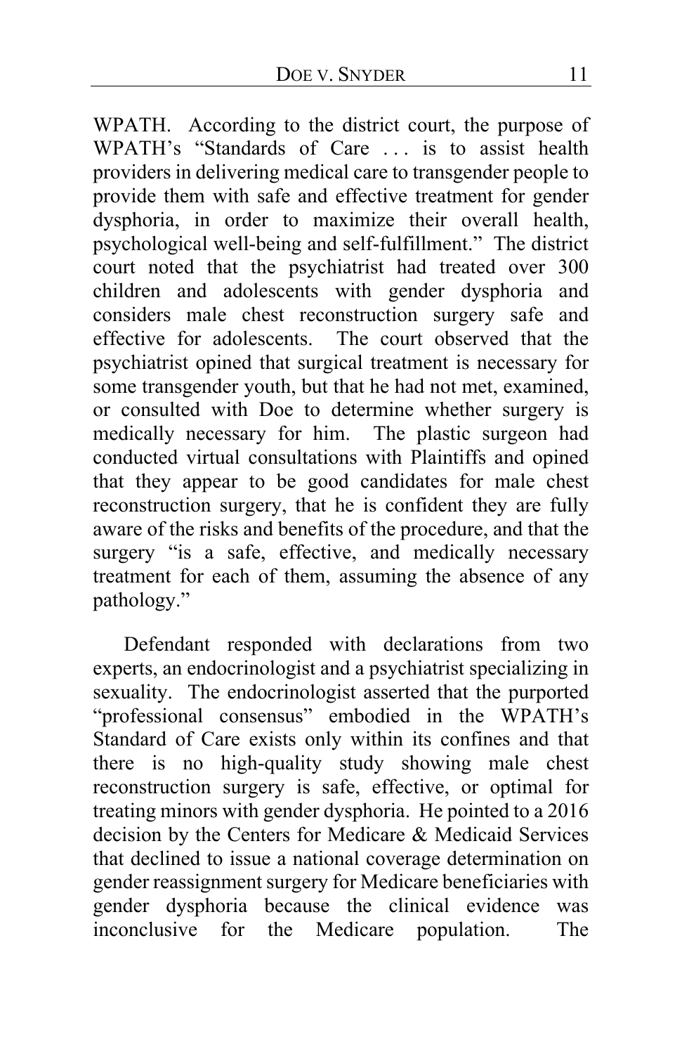WPATH. According to the district court, the purpose of WPATH's "Standards of Care . . . is to assist health providers in delivering medical care to transgender people to provide them with safe and effective treatment for gender dysphoria, in order to maximize their overall health, psychological well-being and self-fulfillment." The district court noted that the psychiatrist had treated over 300 children and adolescents with gender dysphoria and considers male chest reconstruction surgery safe and effective for adolescents. The court observed that the psychiatrist opined that surgical treatment is necessary for some transgender youth, but that he had not met, examined, or consulted with Doe to determine whether surgery is medically necessary for him. The plastic surgeon had conducted virtual consultations with Plaintiffs and opined that they appear to be good candidates for male chest reconstruction surgery, that he is confident they are fully aware of the risks and benefits of the procedure, and that the surgery "is a safe, effective, and medically necessary treatment for each of them, assuming the absence of any pathology."

Defendant responded with declarations from two experts, an endocrinologist and a psychiatrist specializing in sexuality. The endocrinologist asserted that the purported "professional consensus" embodied in the WPATH's Standard of Care exists only within its confines and that there is no high-quality study showing male chest reconstruction surgery is safe, effective, or optimal for treating minors with gender dysphoria. He pointed to a 2016 decision by the Centers for Medicare & Medicaid Services that declined to issue a national coverage determination on gender reassignment surgery for Medicare beneficiaries with gender dysphoria because the clinical evidence was inconclusive for the Medicare population. The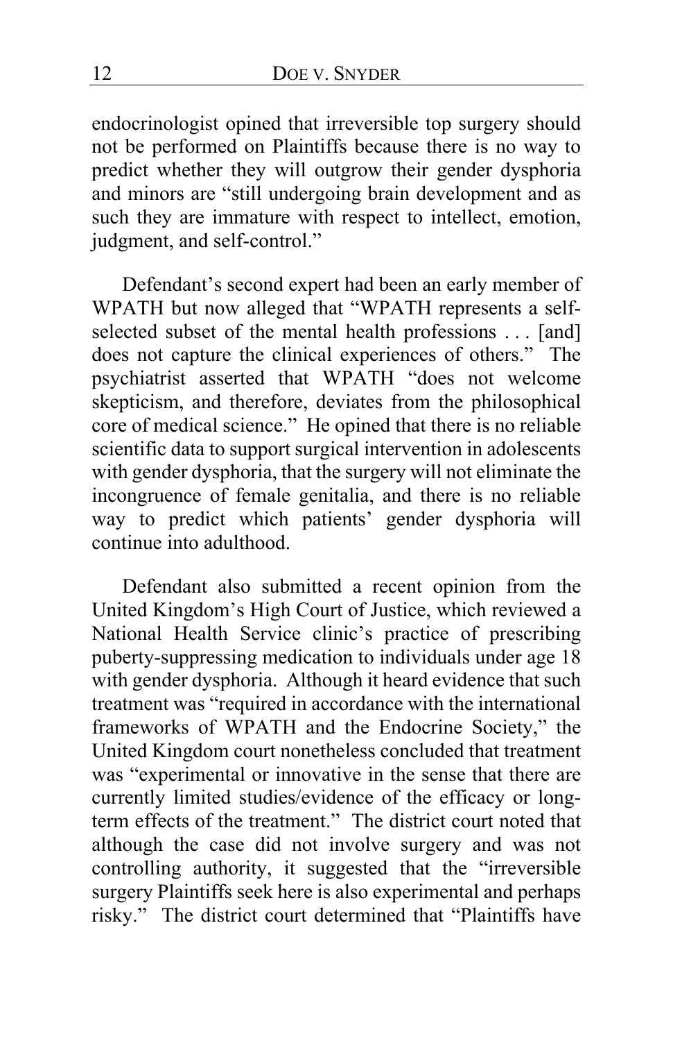endocrinologist opined that irreversible top surgery should not be performed on Plaintiffs because there is no way to predict whether they will outgrow their gender dysphoria and minors are "still undergoing brain development and as such they are immature with respect to intellect, emotion, judgment, and self-control."

Defendant's second expert had been an early member of WPATH but now alleged that "WPATH represents a self-selected subset of the mental health professions . . . [and] does not capture the clinical experiences of others." The psychiatrist asserted that WPATH "does not welcome skepticism, and therefore, deviates from the philosophical core of medical science." He opined that there is no reliable scientific data to support surgical intervention in adolescents with gender dysphoria, that the surgery will not eliminate the incongruence of female genitalia, and there is no reliable way to predict which patients' gender dysphoria will continue into adulthood.

Defendant also submitted a recent opinion from the United Kingdom's High Court of Justice, which reviewed a National Health Service clinic's practice of prescribing puberty-suppressing medication to individuals under age 18 with gender dysphoria. Although it heard evidence that such treatment was "required in accordance with the international frameworks of WPATH and the Endocrine Society," the United Kingdom court nonetheless concluded that treatment was "experimental or innovative in the sense that there are currently limited studies/evidence of the efficacy or long-term effects of the treatment." The district court noted that although the case did not involve surgery and was not controlling authority, it suggested that the "irreversible surgery Plaintiffs seek here is also experimental and perhaps risky." The district court determined that "Plaintiffs have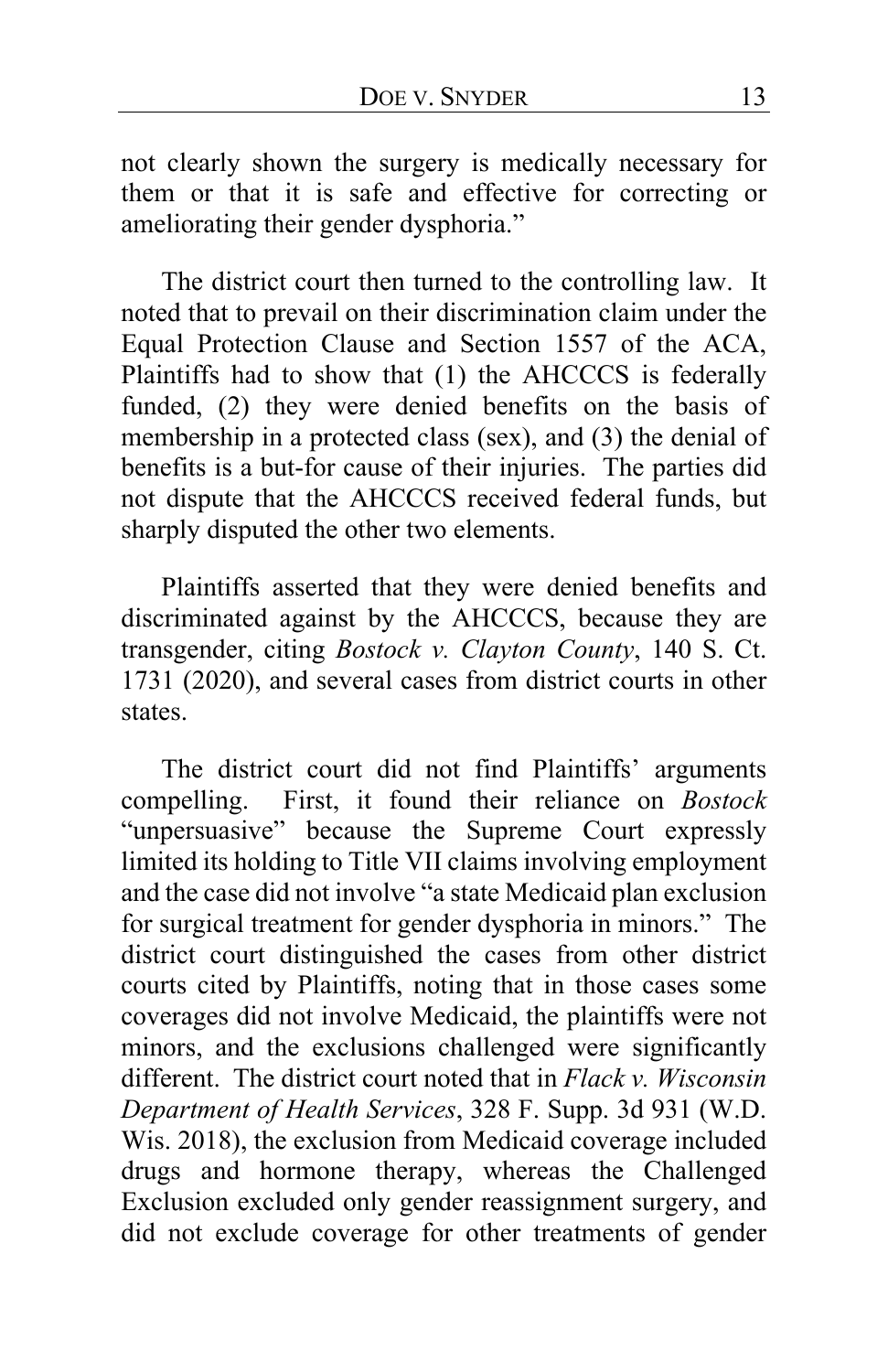not clearly shown the surgery is medically necessary for them or that it is safe and effective for correcting or ameliorating their gender dysphoria."

The district court then turned to the controlling law. It noted that to prevail on their discrimination claim under the Equal Protection Clause and Section 1557 of the ACA, Plaintiffs had to show that (1) the AHCCCS is federally funded, (2) they were denied benefits on the basis of membership in a protected class (sex), and (3) the denial of benefits is a but-for cause of their injuries. The parties did not dispute that the AHCCCS received federal funds, but sharply disputed the other two elements.

Plaintiffs asserted that they were denied benefits and discriminated against by the AHCCCS, because they are transgender, citing *Bostock v. Clayton County*, 140 S. Ct. 1731 (2020), and several cases from district courts in other states.

The district court did not find Plaintiffs' arguments compelling. First, it found their reliance on *Bostock* "unpersuasive" because the Supreme Court expressly limited its holding to Title VII claims involving employment and the case did not involve "a state Medicaid plan exclusion for surgical treatment for gender dysphoria in minors." The district court distinguished the cases from other district courts cited by Plaintiffs, noting that in those cases some coverages did not involve Medicaid, the plaintiffs were not minors, and the exclusions challenged were significantly different. The district court noted that in *Flack v. Wisconsin Department of Health Services*, 328 F. Supp. 3d 931 (W.D. Wis. 2018), the exclusion from Medicaid coverage included drugs and hormone therapy, whereas the Challenged Exclusion excluded only gender reassignment surgery, and did not exclude coverage for other treatments of gender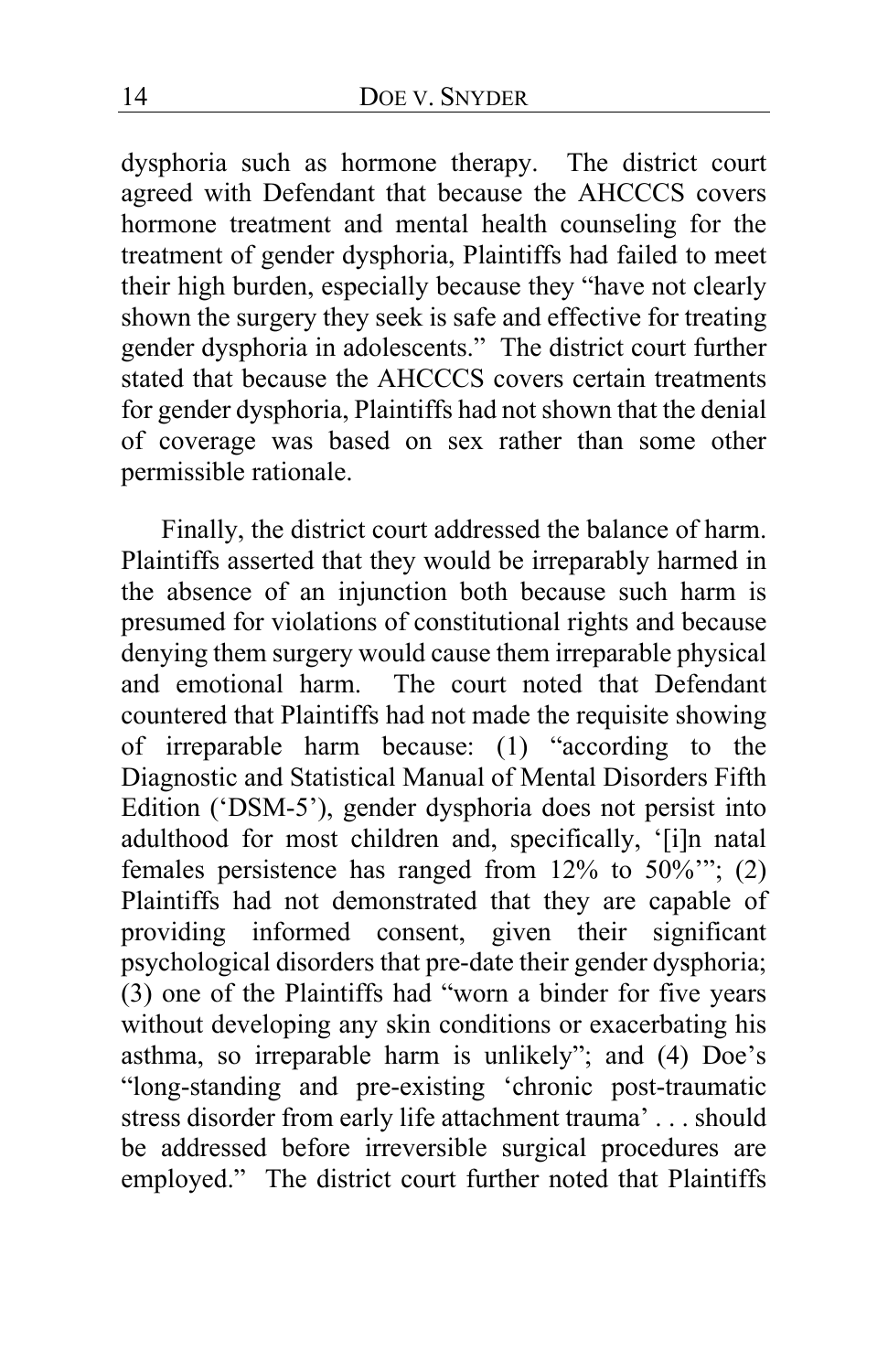dysphoria such as hormone therapy. The district court agreed with Defendant that because the AHCCCS covers hormone treatment and mental health counseling for the treatment of gender dysphoria, Plaintiffs had failed to meet their high burden, especially because they "have not clearly shown the surgery they seek is safe and effective for treating gender dysphoria in adolescents." The district court further stated that because the AHCCCS covers certain treatments for gender dysphoria, Plaintiffs had not shown that the denial of coverage was based on sex rather than some other permissible rationale.

Finally, the district court addressed the balance of harm. Plaintiffs asserted that they would be irreparably harmed in the absence of an injunction both because such harm is presumed for violations of constitutional rights and because denying them surgery would cause them irreparable physical and emotional harm. The court noted that Defendant countered that Plaintiffs had not made the requisite showing of irreparable harm because: (1) "according to the Diagnostic and Statistical Manual of Mental Disorders Fifth Edition ('DSM-5'), gender dysphoria does not persist into adulthood for most children and, specifically, '[i]n natal females persistence has ranged from 12% to 50%'"; (2) Plaintiffs had not demonstrated that they are capable of providing informed consent, given their significant psychological disorders that pre-date their gender dysphoria; (3) one of the Plaintiffs had "worn a binder for five years without developing any skin conditions or exacerbating his asthma, so irreparable harm is unlikely"; and (4) Doe's "long-standing and pre-existing 'chronic post-traumatic stress disorder from early life attachment trauma' . . . should be addressed before irreversible surgical procedures are employed." The district court further noted that Plaintiffs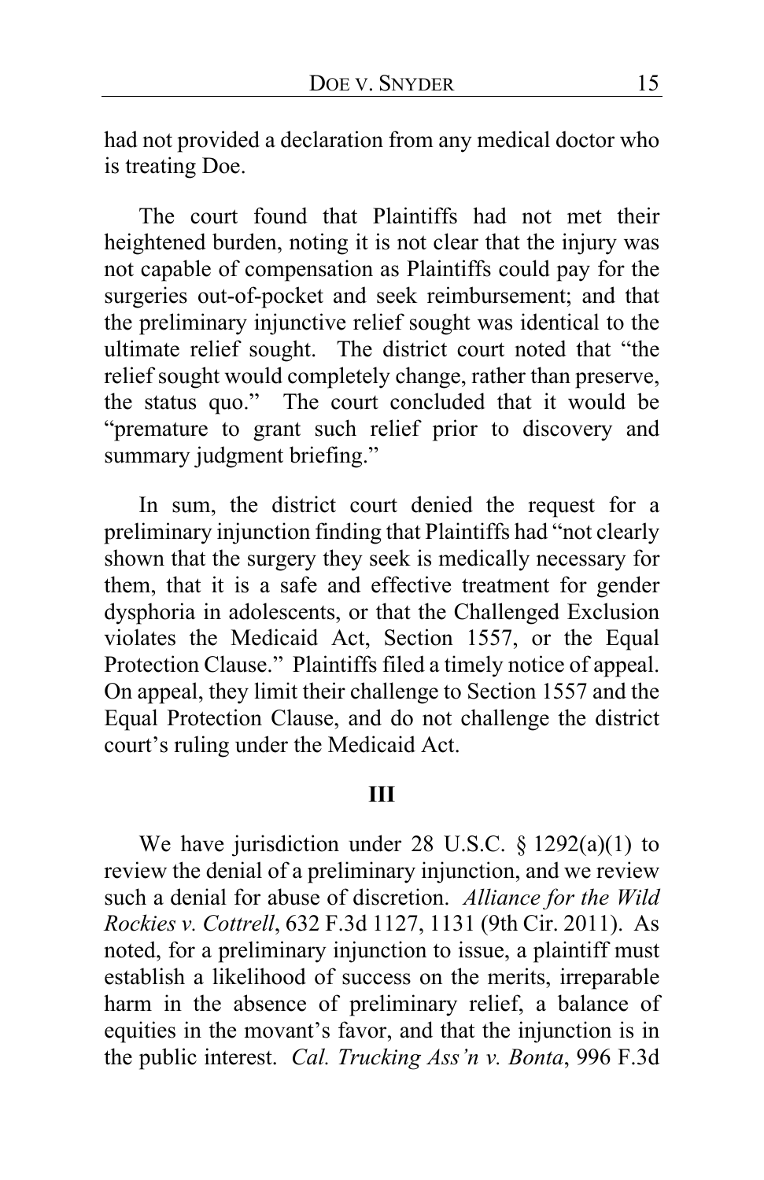had not provided a declaration from any medical doctor who is treating Doe.

The court found that Plaintiffs had not met their heightened burden, noting it is not clear that the injury was not capable of compensation as Plaintiffs could pay for the surgeries out-of-pocket and seek reimbursement; and that the preliminary injunctive relief sought was identical to the ultimate relief sought. The district court noted that "the relief sought would completely change, rather than preserve, the status quo." The court concluded that it would be "premature to grant such relief prior to discovery and summary judgment briefing."

In sum, the district court denied the request for a preliminary injunction finding that Plaintiffs had "not clearly shown that the surgery they seek is medically necessary for them, that it is a safe and effective treatment for gender dysphoria in adolescents, or that the Challenged Exclusion violates the Medicaid Act, Section 1557, or the Equal Protection Clause." Plaintiffs filed a timely notice of appeal. On appeal, they limit their challenge to Section 1557 and the Equal Protection Clause, and do not challenge the district court's ruling under the Medicaid Act.

## III

We have jurisdiction under 28 U.S.C. § 1292(a)(1) to review the denial of a preliminary injunction, and we review such a denial for abuse of discretion. *Alliance for the Wild Rockies v. Cottrell*, 632 F.3d 1127, 1131 (9th Cir. 2011). As noted, for a preliminary injunction to issue, a plaintiff must establish a likelihood of success on the merits, irreparable harm in the absence of preliminary relief, a balance of equities in the movant's favor, and that the injunction is in the public interest. *Cal. Trucking Ass'n v. Bonta*, 996 F.3d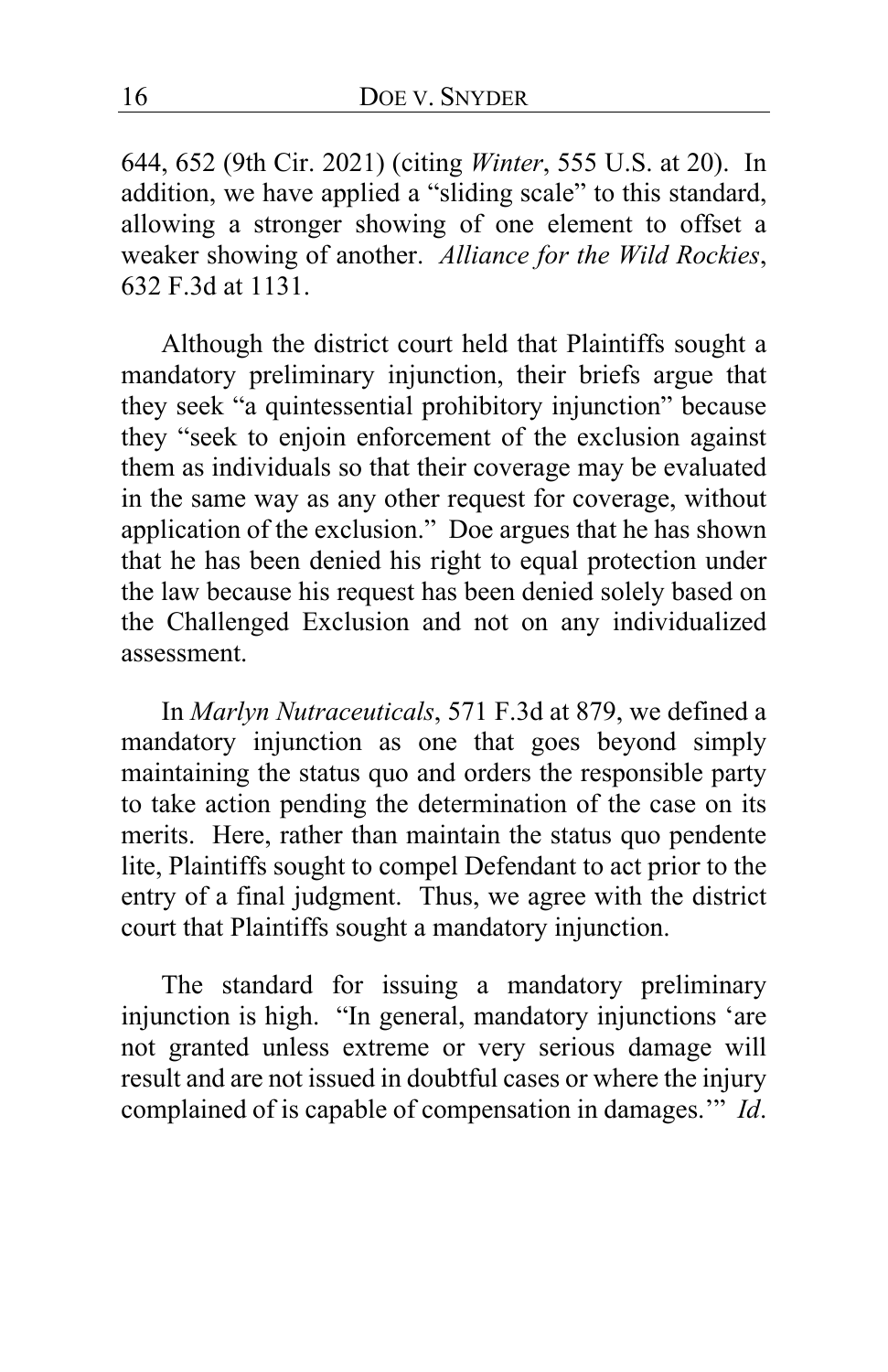644, 652 (9th Cir. 2021) (citing *Winter*, 555 U.S. at 20). In addition, we have applied a "sliding scale" to this standard, allowing a stronger showing of one element to offset a weaker showing of another. *Alliance for the Wild Rockies*, 632 F.3d at 1131.

Although the district court held that Plaintiffs sought a mandatory preliminary injunction, their briefs argue that they seek "a quintessential prohibitory injunction" because they "seek to enjoin enforcement of the exclusion against them as individuals so that their coverage may be evaluated in the same way as any other request for coverage, without application of the exclusion." Doe argues that he has shown that he has been denied his right to equal protection under the law because his request has been denied solely based on the Challenged Exclusion and not on any individualized assessment.

In *Marlyn Nutraceuticals*, 571 F.3d at 879, we defined a mandatory injunction as one that goes beyond simply maintaining the status quo and orders the responsible party to take action pending the determination of the case on its merits. Here, rather than maintain the status quo pendente lite, Plaintiffs sought to compel Defendant to act prior to the entry of a final judgment. Thus, we agree with the district court that Plaintiffs sought a mandatory injunction.

The standard for issuing a mandatory preliminary injunction is high. "In general, mandatory injunctions 'are not granted unless extreme or very serious damage will result and are not issued in doubtful cases or where the injury complained of is capable of compensation in damages.'" *Id*.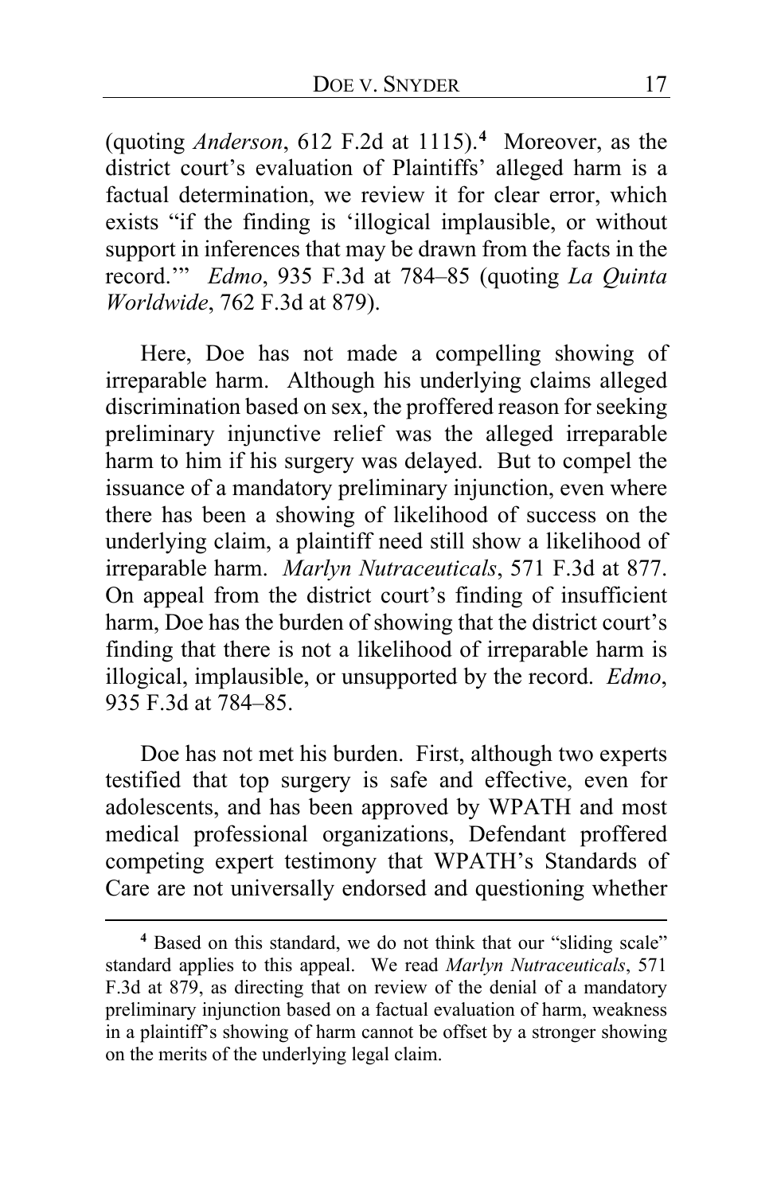(quoting *Anderson*, 612 F.2d at 1115).[4] Moreover, as the district court's evaluation of Plaintiffs' alleged harm is a factual determination, we review it for clear error, which exists "if the finding is 'illogical implausible, or without support in inferences that may be drawn from the facts in the record.'" *Edmo*, 935 F.3d at 784–85 (quoting *La Quinta Worldwide*, 762 F.3d at 879).

Here, Doe has not made a compelling showing of irreparable harm. Although his underlying claims alleged discrimination based on sex, the proffered reason for seeking preliminary injunctive relief was the alleged irreparable harm to him if his surgery was delayed. But to compel the issuance of a mandatory preliminary injunction, even where there has been a showing of likelihood of success on the underlying claim, a plaintiff need still show a likelihood of irreparable harm. *Marlyn Nutraceuticals*, 571 F.3d at 877. On appeal from the district court's finding of insufficient harm, Doe has the burden of showing that the district court's finding that there is not a likelihood of irreparable harm is illogical, implausible, or unsupported by the record. *Edmo*, 935 F.3d at 784–85.

Doe has not met his burden. First, although two experts testified that top surgery is safe and effective, even for adolescents, and has been approved by WPATH and most medical professional organizations, Defendant proffered competing expert testimony that WPATH's Standards of Care are not universally endorsed and questioning whether

---

[4] Based on this standard, we do not think that our "sliding scale" standard applies to this appeal. We read *Marlyn Nutraceuticals*, 571 F.3d at 879, as directing that on review of the denial of a mandatory preliminary injunction based on a factual evaluation of harm, weakness in a plaintiff's showing of harm cannot be offset by a stronger showing on the merits of the underlying legal claim.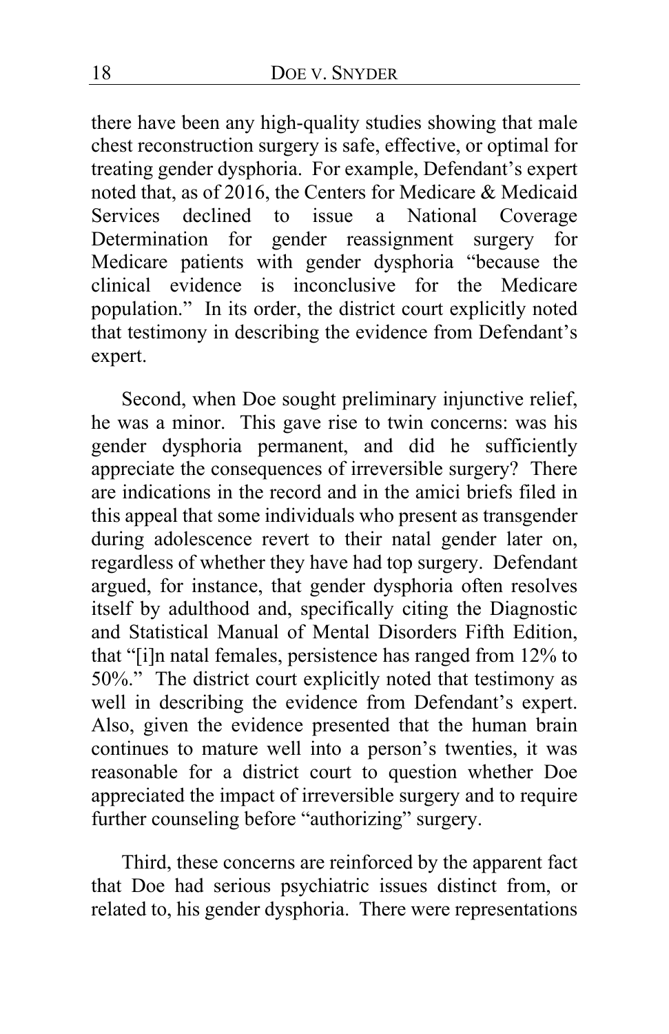there have been any high-quality studies showing that male chest reconstruction surgery is safe, effective, or optimal for treating gender dysphoria. For example, Defendant's expert noted that, as of 2016, the Centers for Medicare & Medicaid Services declined to issue a National Coverage Determination for gender reassignment surgery for Medicare patients with gender dysphoria "because the clinical evidence is inconclusive for the Medicare population." In its order, the district court explicitly noted that testimony in describing the evidence from Defendant's expert.

Second, when Doe sought preliminary injunctive relief, he was a minor. This gave rise to twin concerns: was his gender dysphoria permanent, and did he sufficiently appreciate the consequences of irreversible surgery? There are indications in the record and in the amici briefs filed in this appeal that some individuals who present as transgender during adolescence revert to their natal gender later on, regardless of whether they have had top surgery. Defendant argued, for instance, that gender dysphoria often resolves itself by adulthood and, specifically citing the Diagnostic and Statistical Manual of Mental Disorders Fifth Edition, that "[i]n natal females, persistence has ranged from 12% to 50%." The district court explicitly noted that testimony as well in describing the evidence from Defendant's expert. Also, given the evidence presented that the human brain continues to mature well into a person's twenties, it was reasonable for a district court to question whether Doe appreciated the impact of irreversible surgery and to require further counseling before "authorizing" surgery.

Third, these concerns are reinforced by the apparent fact that Doe had serious psychiatric issues distinct from, or related to, his gender dysphoria. There were representations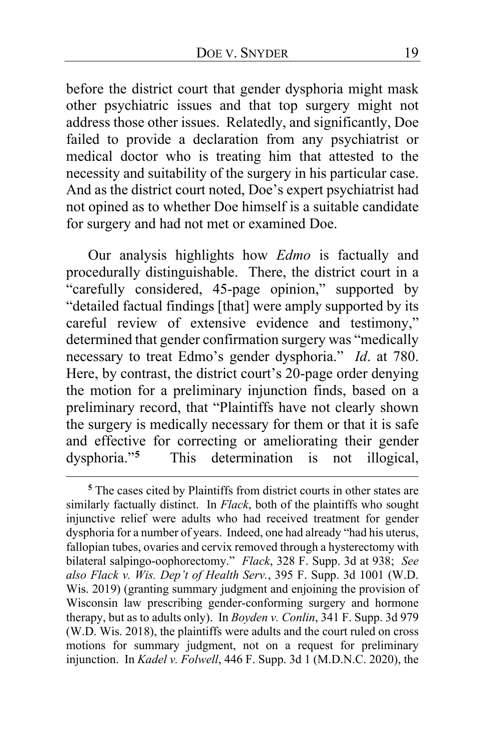before the district court that gender dysphoria might mask other psychiatric issues and that top surgery might not address those other issues. Relatedly, and significantly, Doe failed to provide a declaration from any psychiatrist or medical doctor who is treating him that attested to the necessity and suitability of the surgery in his particular case. And as the district court noted, Doe's expert psychiatrist had not opined as to whether Doe himself is a suitable candidate for surgery and had not met or examined Doe.

Our analysis highlights how *Edmo* is factually and procedurally distinguishable. There, the district court in a "carefully considered, 45-page opinion," supported by "detailed factual findings [that] were amply supported by its careful review of extensive evidence and testimony," determined that gender confirmation surgery was "medically necessary to treat Edmo's gender dysphoria." *Id*. at 780. Here, by contrast, the district court's 20-page order denying the motion for a preliminary injunction finds, based on a preliminary record, that "Plaintiffs have not clearly shown the surgery is medically necessary for them or that it is safe and effective for correcting or ameliorating their gender dysphoria."[5] This determination is not illogical,

[5] The cases cited by Plaintiffs from district courts in other states are similarly factually distinct. In *Flack*, both of the plaintiffs who sought injunctive relief were adults who had received treatment for gender dysphoria for a number of years. Indeed, one had already "had his uterus, fallopian tubes, ovaries and cervix removed through a hysterectomy with bilateral salpingo-oophorectomy." *Flack*, 328 F. Supp. 3d at 938; *See also Flack v. Wis. Dep't of Health Serv.*, 395 F. Supp. 3d 1001 (W.D. Wis. 2019) (granting summary judgment and enjoining the provision of Wisconsin law prescribing gender-conforming surgery and hormone therapy, but as to adults only). In *Boyden v. Conlin*, 341 F. Supp. 3d 979 (W.D. Wis. 2018), the plaintiffs were adults and the court ruled on cross motions for summary judgment, not on a request for preliminary injunction. In *Kadel v. Folwell*, 446 F. Supp. 3d 1 (M.D.N.C. 2020), the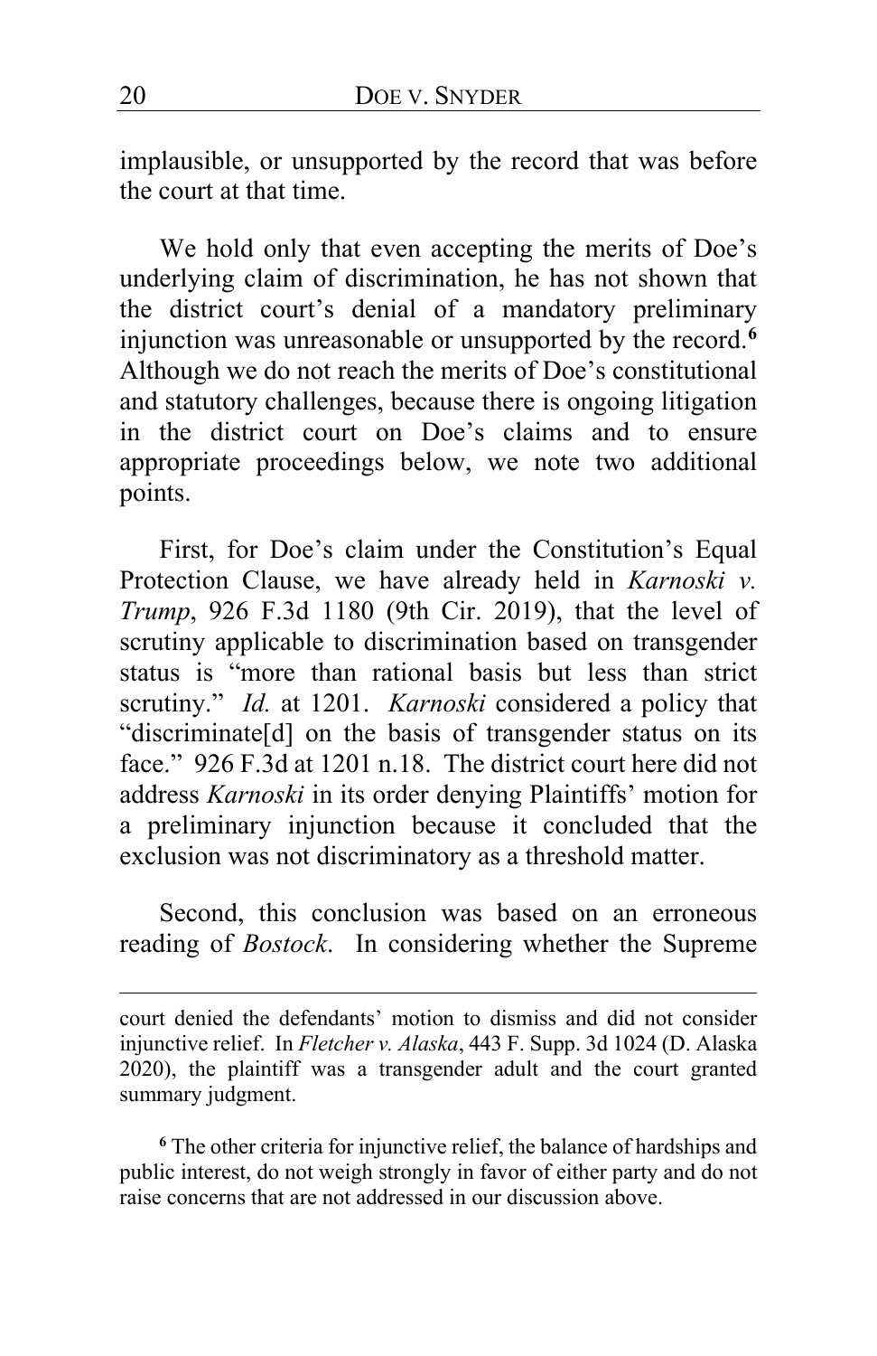implausible, or unsupported by the record that was before the court at that time.

We hold only that even accepting the merits of Doe's underlying claim of discrimination, he has not shown that the district court's denial of a mandatory preliminary injunction was unreasonable or unsupported by the record.[6] Although we do not reach the merits of Doe's constitutional and statutory challenges, because there is ongoing litigation in the district court on Doe's claims and to ensure appropriate proceedings below, we note two additional points.

First, for Doe's claim under the Constitution's Equal Protection Clause, we have already held in *Karnoski v. Trump*, 926 F.3d 1180 (9th Cir. 2019), that the level of scrutiny applicable to discrimination based on transgender status is "more than rational basis but less than strict scrutiny." *Id.* at 1201. *Karnoski* considered a policy that "discriminate[d] on the basis of transgender status on its face." 926 F.3d at 1201 n.18. The district court here did not address *Karnoski* in its order denying Plaintiffs' motion for a preliminary injunction because it concluded that the exclusion was not discriminatory as a threshold matter.

Second, this conclusion was based on an erroneous reading of *Bostock*. In considering whether the Supreme

---

court denied the defendants' motion to dismiss and did not consider injunctive relief. In *Fletcher v. Alaska*, 443 F. Supp. 3d 1024 (D. Alaska 2020), the plaintiff was a transgender adult and the court granted summary judgment.

[6] The other criteria for injunctive relief, the balance of hardships and public interest, do not weigh strongly in favor of either party and do not raise concerns that are not addressed in our discussion above.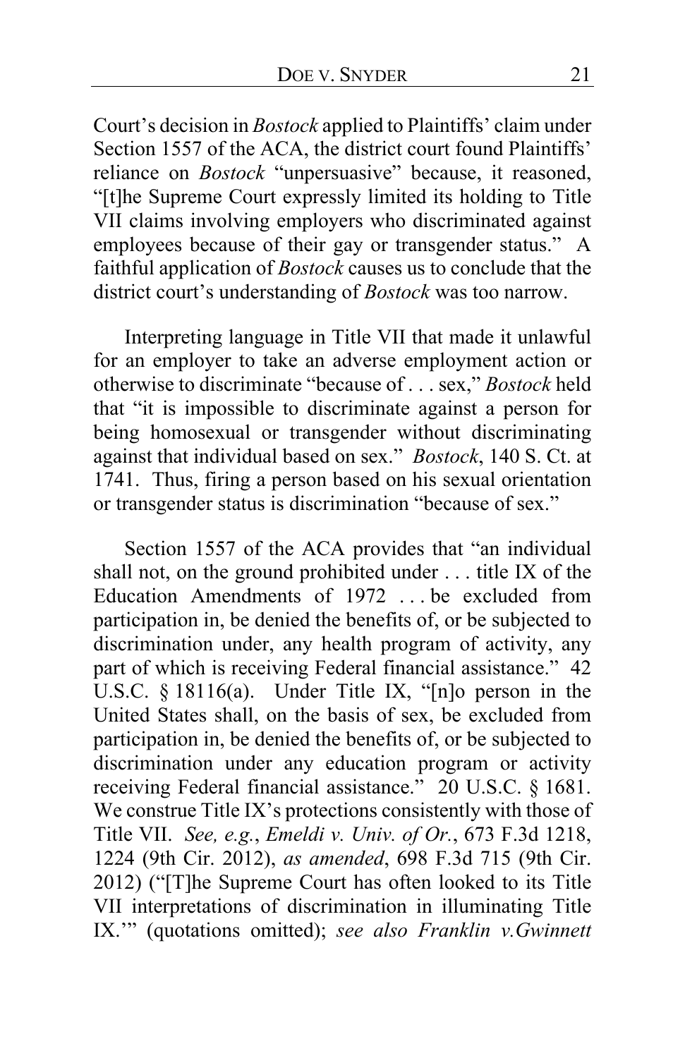Court's decision in *Bostock* applied to Plaintiffs' claim under Section 1557 of the ACA, the district court found Plaintiffs' reliance on *Bostock* "unpersuasive" because, it reasoned, "[t]he Supreme Court expressly limited its holding to Title VII claims involving employers who discriminated against employees because of their gay or transgender status." A faithful application of *Bostock* causes us to conclude that the district court's understanding of *Bostock* was too narrow.

Interpreting language in Title VII that made it unlawful for an employer to take an adverse employment action or otherwise to discriminate "because of . . . sex," *Bostock* held that "it is impossible to discriminate against a person for being homosexual or transgender without discriminating against that individual based on sex." *Bostock*, 140 S. Ct. at 1741. Thus, firing a person based on his sexual orientation or transgender status is discrimination "because of sex."

Section 1557 of the ACA provides that "an individual shall not, on the ground prohibited under . . . title IX of the Education Amendments of 1972 . . . be excluded from participation in, be denied the benefits of, or be subjected to discrimination under, any health program of activity, any part of which is receiving Federal financial assistance." 42 U.S.C. § 18116(a). Under Title IX, "[n]o person in the United States shall, on the basis of sex, be excluded from participation in, be denied the benefits of, or be subjected to discrimination under any education program or activity receiving Federal financial assistance." 20 U.S.C. § 1681. We construe Title IX's protections consistently with those of Title VII. *See, e.g.*, *Emeldi v. Univ. of Or.*, 673 F.3d 1218, 1224 (9th Cir. 2012), *as amended*, 698 F.3d 715 (9th Cir. 2012) ("[T]he Supreme Court has often looked to its Title VII interpretations of discrimination in illuminating Title IX.'" (quotations omitted); *see also Franklin v.Gwinnett*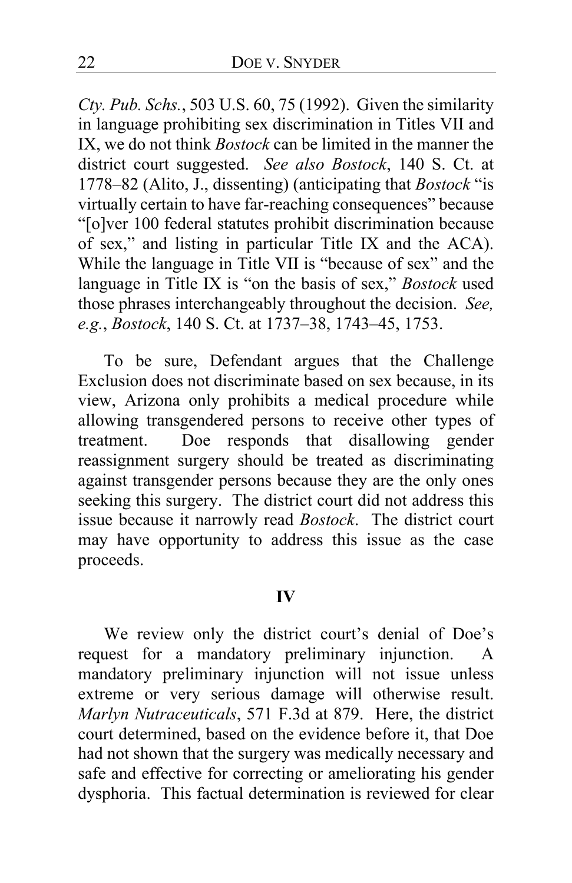*Cty. Pub. Schs.*, 503 U.S. 60, 75 (1992). Given the similarity in language prohibiting sex discrimination in Titles VII and IX, we do not think *Bostock* can be limited in the manner the district court suggested. *See also Bostock*, 140 S. Ct. at 1778–82 (Alito, J., dissenting) (anticipating that *Bostock* "is virtually certain to have far-reaching consequences" because "[o]ver 100 federal statutes prohibit discrimination because of sex," and listing in particular Title IX and the ACA). While the language in Title VII is "because of sex" and the language in Title IX is "on the basis of sex," *Bostock* used those phrases interchangeably throughout the decision. *See, e.g.*, *Bostock*, 140 S. Ct. at 1737–38, 1743–45, 1753.

To be sure, Defendant argues that the Challenge Exclusion does not discriminate based on sex because, in its view, Arizona only prohibits a medical procedure while allowing transgendered persons to receive other types of treatment. Doe responds that disallowing gender reassignment surgery should be treated as discriminating against transgender persons because they are the only ones seeking this surgery. The district court did not address this issue because it narrowly read *Bostock*. The district court may have opportunity to address this issue as the case proceeds.

## IV

We review only the district court's denial of Doe's request for a mandatory preliminary injunction. A mandatory preliminary injunction will not issue unless extreme or very serious damage will otherwise result. *Marlyn Nutraceuticals*, 571 F.3d at 879. Here, the district court determined, based on the evidence before it, that Doe had not shown that the surgery was medically necessary and safe and effective for correcting or ameliorating his gender dysphoria. This factual determination is reviewed for clear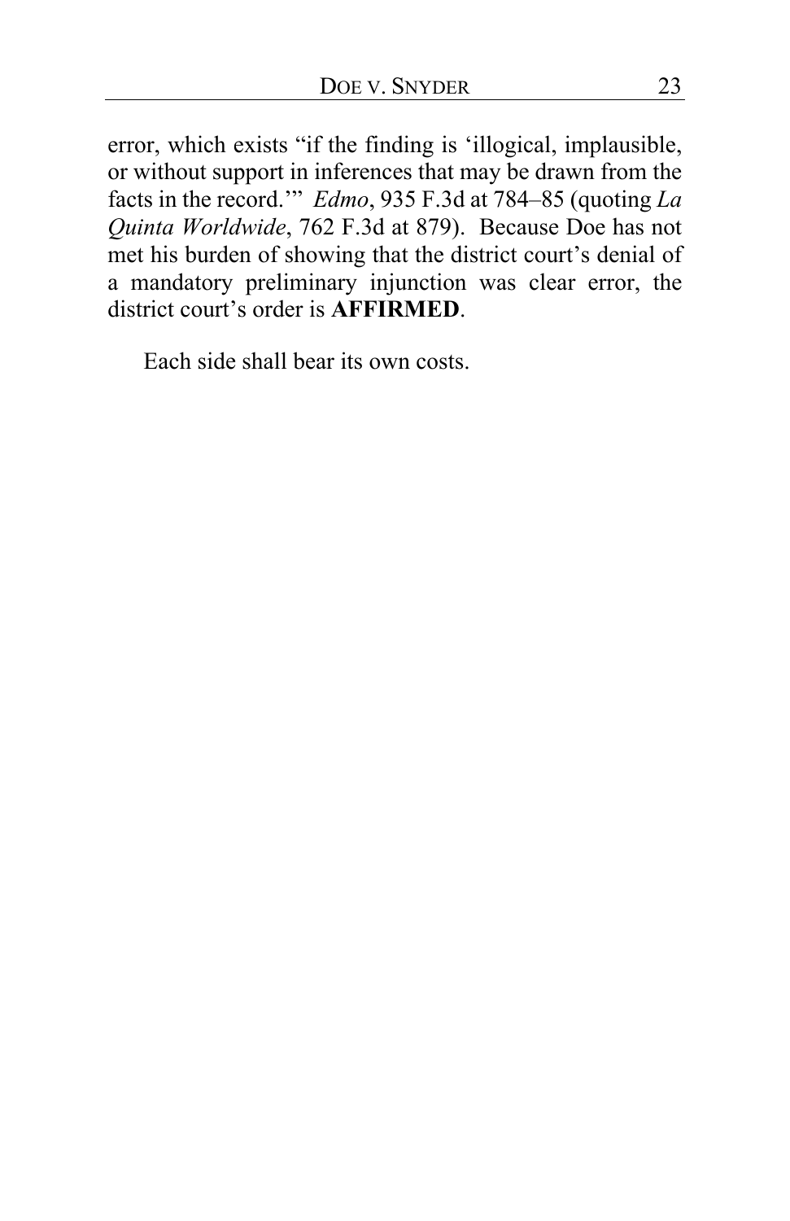error, which exists "if the finding is 'illogical, implausible, or without support in inferences that may be drawn from the facts in the record.'" *Edmo*, 935 F.3d at 784–85 (quoting *La Quinta Worldwide*, 762 F.3d at 879). Because Doe has not met his burden of showing that the district court's denial of a mandatory preliminary injunction was clear error, the district court's order is **AFFIRMED**.

Each side shall bear its own costs.